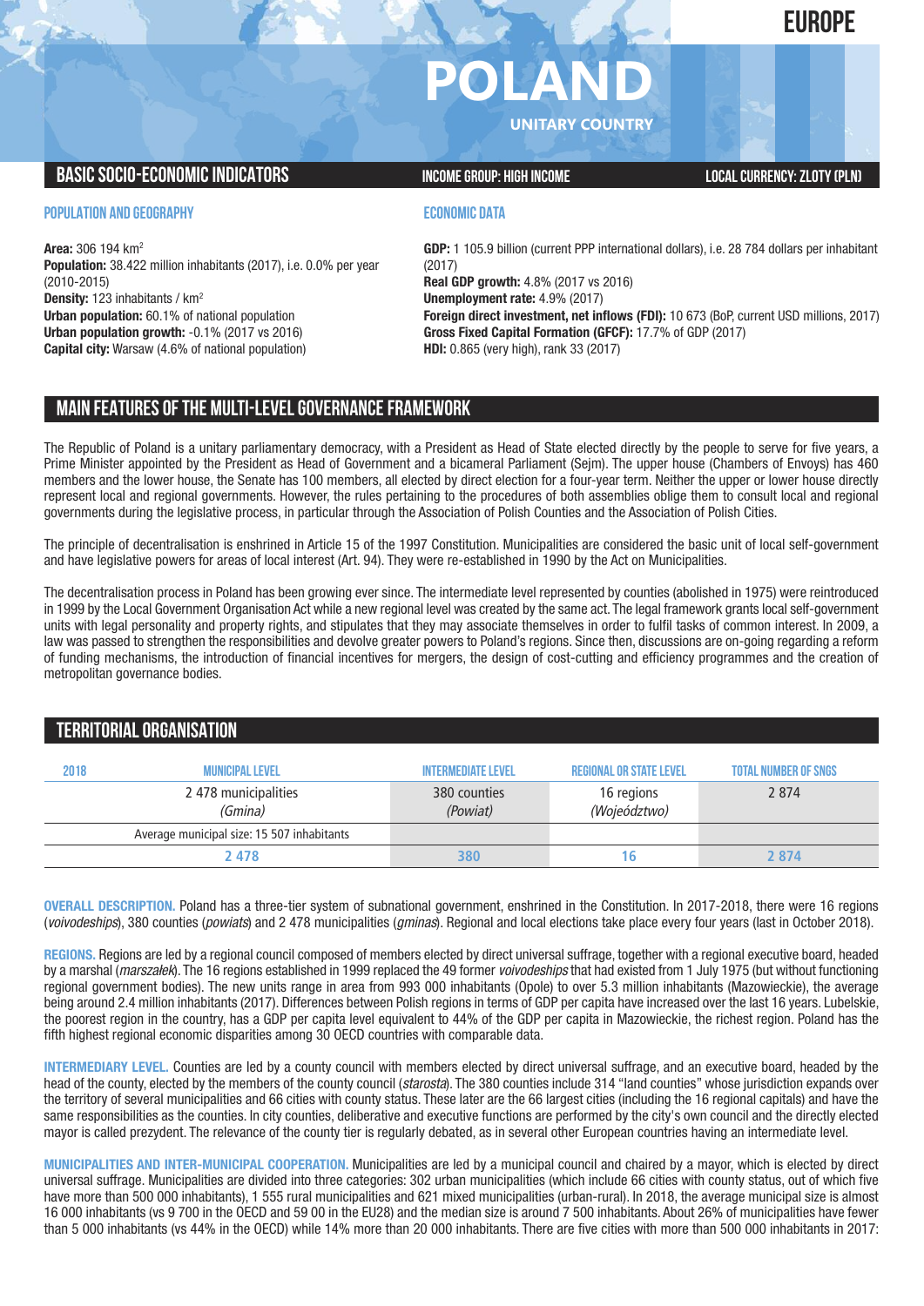EUROPE

# POLAND

UNITARY COUNTRY

## BASIC SOCIO-ECONOMIC INDICATORS

INCOME GROUP: HIGH INCOME

LOCAL CURRENCY: ZLOTY (PLN)

### POPULATION AND GEOGRAPHY

**Area:** 306 194 km²
**Population:** 38.422 million inhabitants (2017), i.e. 0.0% per year (2010-2015)
**Density:** 123 inhabitants / km²
**Urban population:** 60.1% of national population
**Urban population growth:** -0.1% (2017 vs 2016)
**Capital city:** Warsaw (4.6% of national population)

### ECONOMIC DATA

**GDP:** 1 105.9 billion (current PPP international dollars), i.e. 28 784 dollars per inhabitant (2017)
**Real GDP growth:** 4.8% (2017 vs 2016)
**Unemployment rate:** 4.9% (2017)
**Foreign direct investment, net inflows (FDI):** 10 673 (BoP, current USD millions, 2017)
**Gross Fixed Capital Formation (GFCF):** 17.7% of GDP (2017)
**HDI:** 0.865 (very high), rank 33 (2017)

## MAIN FEATURES OF THE MULTI-LEVEL GOVERNANCE FRAMEWORK

The Republic of Poland is a unitary parliamentary democracy, with a President as Head of State elected directly by the people to serve for five years, a Prime Minister appointed by the President as Head of Government and a bicameral Parliament (Sejm). The upper house (Chambers of Envoys) has 460 members and the lower house, the Senate has 100 members, all elected by direct election for a four-year term. Neither the upper or lower house directly represent local and regional governments. However, the rules pertaining to the procedures of both assemblies oblige them to consult local and regional governments during the legislative process, in particular through the Association of Polish Counties and the Association of Polish Cities.

The principle of decentralisation is enshrined in Article 15 of the 1997 Constitution. Municipalities are considered the basic unit of local self-government and have legislative powers for areas of local interest (Art. 94). They were re-established in 1990 by the Act on Municipalities.

The decentralisation process in Poland has been growing ever since. The intermediate level represented by counties (abolished in 1975) were reintroduced in 1999 by the Local Government Organisation Act while a new regional level was created by the same act. The legal framework grants local self-government units with legal personality and property rights, and stipulates that they may associate themselves in order to fulfil tasks of common interest. In 2009, a law was passed to strengthen the responsibilities and devolve greater powers to Poland's regions. Since then, discussions are on-going regarding a reform of funding mechanisms, the introduction of financial incentives for mergers, the design of cost-cutting and efficiency programmes and the creation of metropolitan governance bodies.

## TERRITORIAL ORGANISATION

| 2018 | MUNICIPAL LEVEL | INTERMEDIATE LEVEL | REGIONAL OR STATE LEVEL | TOTAL NUMBER OF SNGS |
|---|---|---|---|---|
| | 2 478 municipalities *(Gmina)* | 380 counties *(Powiat)* | 16 regions *(Wojeództwo)* | 2 874 |
| | Average municipal size: 15 507 inhabitants | | | |
| | 2 478 | 380 | 16 | 2 874 |

**OVERALL DESCRIPTION.** Poland has a three-tier system of subnational government, enshrined in the Constitution. In 2017-2018, there were 16 regions (*voivodeships*), 380 counties (*powiats*) and 2 478 municipalities (*gminas*). Regional and local elections take place every four years (last in October 2018).

**REGIONS.** Regions are led by a regional council composed of members elected by direct universal suffrage, together with a regional executive board, headed by a marshal (*marszałek*). The 16 regions established in 1999 replaced the 49 former *voivodeships* that had existed from 1 July 1975 (but without functioning regional government bodies). The new units range in area from 993 000 inhabitants (Opole) to over 5.3 million inhabitants (Mazowieckie), the average being around 2.4 million inhabitants (2017). Differences between Polish regions in terms of GDP per capita have increased over the last 16 years. Lubelskie, the poorest region in the country, has a GDP per capita level equivalent to 44% of the GDP per capita in Mazowieckie, the richest region. Poland has the fifth highest regional economic disparities among 30 OECD countries with comparable data.

**INTERMEDIARY LEVEL.** Counties are led by a county council with members elected by direct universal suffrage, and an executive board, headed by the head of the county, elected by the members of the county council (*starosta*). The 380 counties include 314 "land counties" whose jurisdiction expands over the territory of several municipalities and 66 cities with county status. These later are the 66 largest cities (including the 16 regional capitals) and have the same responsibilities as the counties. In city counties, deliberative and executive functions are performed by the city's own council and the directly elected mayor is called prezydent. The relevance of the county tier is regularly debated, as in several other European countries having an intermediate level.

**MUNICIPALITIES AND INTER-MUNICIPAL COOPERATION.** Municipalities are led by a municipal council and chaired by a mayor, which is elected by direct universal suffrage. Municipalities are divided into three categories: 302 urban municipalities (which include 66 cities with county status, out of which five have more than 500 000 inhabitants), 1 555 rural municipalities and 621 mixed municipalities (urban-rural). In 2018, the average municipal size is almost 16 000 inhabitants (vs 9 700 in the OECD and 59 00 in the EU28) and the median size is around 7 500 inhabitants. About 26% of municipalities have fewer than 5 000 inhabitants (vs 44% in the OECD) while 14% more than 20 000 inhabitants. There are five cities with more than 500 000 inhabitants in 2017: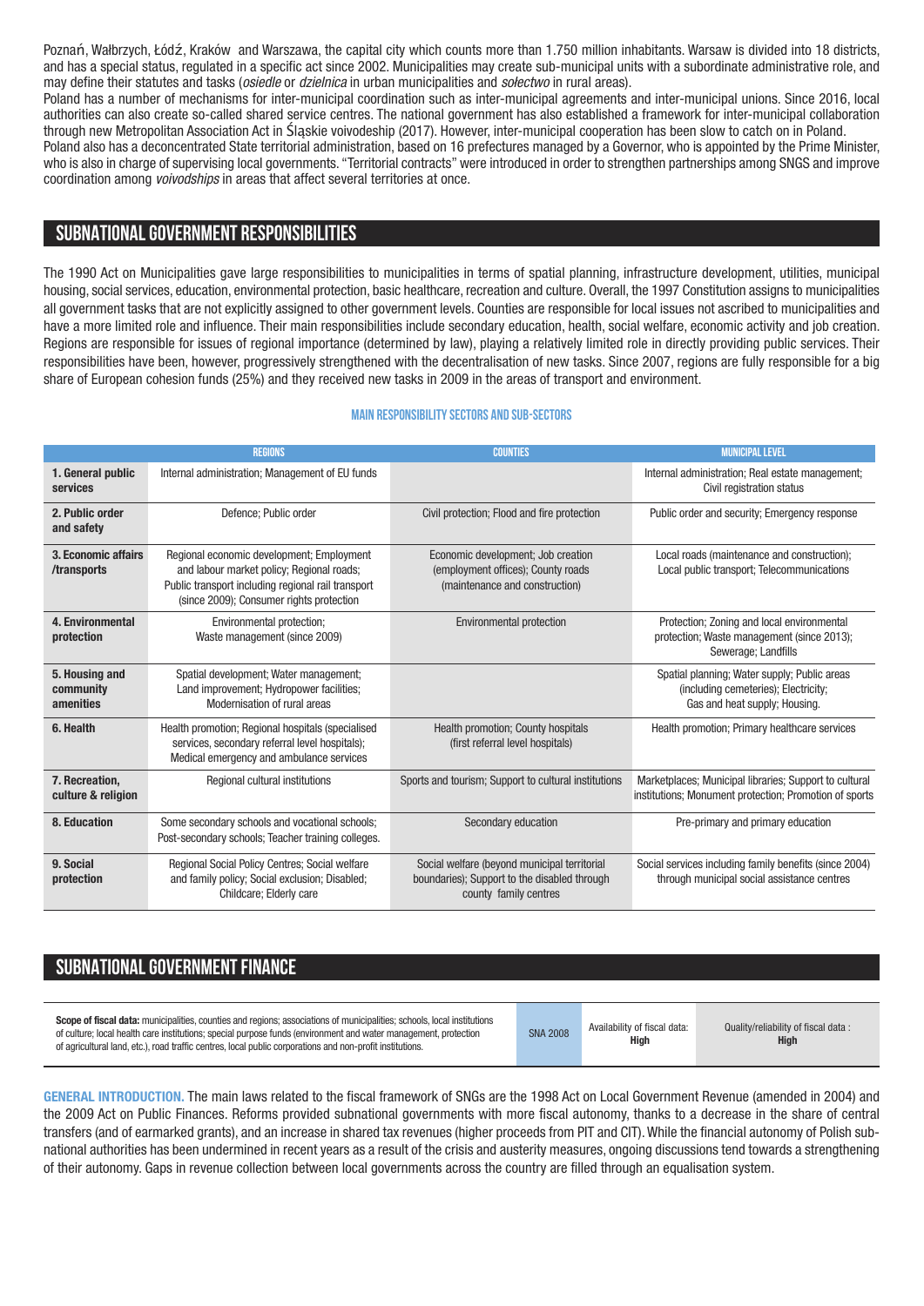Poznań, Wałbrzych, Łódź, Kraków and Warszawa, the capital city which counts more than 1.750 million inhabitants. Warsaw is divided into 18 districts, and has a special status, regulated in a specific act since 2002. Municipalities may create sub-municipal units with a subordinate administrative role, and may define their statutes and tasks (*osiedle* or *dzielnica* in urban municipalities and *sołectwo* in rural areas).

Poland has a number of mechanisms for inter-municipal coordination such as inter-municipal agreements and inter-municipal unions. Since 2016, local authorities can also create so-called shared service centres. The national government has also established a framework for inter-municipal collaboration through new Metropolitan Association Act in Śląskie voivodeship (2017). However, inter-municipal cooperation has been slow to catch on in Poland.

Poland also has a deconcentrated State territorial administration, based on 16 prefectures managed by a Governor, who is appointed by the Prime Minister, who is also in charge of supervising local governments. "Territorial contracts" were introduced in order to strengthen partnerships among SNGS and improve coordination among *voivodships* in areas that affect several territories at once.

## SUBNATIONAL GOVERNMENT RESPONSIBILITIES

The 1990 Act on Municipalities gave large responsibilities to municipalities in terms of spatial planning, infrastructure development, utilities, municipal housing, social services, education, environmental protection, basic healthcare, recreation and culture. Overall, the 1997 Constitution assigns to municipalities all government tasks that are not explicitly assigned to other government levels. Counties are responsible for local issues not ascribed to municipalities and have a more limited role and influence. Their main responsibilities include secondary education, health, social welfare, economic activity and job creation. Regions are responsible for issues of regional importance (determined by law), playing a relatively limited role in directly providing public services. Their responsibilities have been, however, progressively strengthened with the decentralisation of new tasks. Since 2007, regions are fully responsible for a big share of European cohesion funds (25%) and they received new tasks in 2009 in the areas of transport and environment.

### MAIN RESPONSIBILITY SECTORS AND SUB-SECTORS

| | REGIONS | COUNTIES | MUNICIPAL LEVEL |
|---|---|---|---|
| **1. General public services** | Internal administration; Management of EU funds | | Internal administration; Real estate management; Civil registration status |
| **2. Public order and safety** | Defence; Public order | Civil protection; Flood and fire protection | Public order and security; Emergency response |
| **3. Economic affairs /transports** | Regional economic development; Employment and labour market policy; Regional roads; Public transport including regional rail transport (since 2009); Consumer rights protection | Economic development; Job creation (employment offices); County roads (maintenance and construction) | Local roads (maintenance and construction); Local public transport; Telecommunications |
| **4. Environmental protection** | Environmental protection; Waste management (since 2009) | Environmental protection | Protection; Zoning and local environmental protection; Waste management (since 2013); Sewerage; Landfills |
| **5. Housing and community amenities** | Spatial development; Water management; Land improvement; Hydropower facilities; Modernisation of rural areas | | Spatial planning; Water supply; Public areas (including cemeteries); Electricity; Gas and heat supply; Housing. |
| **6. Health** | Health promotion; Regional hospitals (specialised services, secondary referral level hospitals); Medical emergency and ambulance services | Health promotion; County hospitals (first referral level hospitals) | Health promotion; Primary healthcare services |
| **7. Recreation, culture & religion** | Regional cultural institutions | Sports and tourism; Support to cultural institutions | Marketplaces; Municipal libraries; Support to cultural institutions; Monument protection; Promotion of sports |
| **8. Education** | Some secondary schools and vocational schools; Post-secondary schools; Teacher training colleges. | Secondary education | Pre-primary and primary education |
| **9. Social protection** | Regional Social Policy Centres; Social welfare and family policy; Social exclusion; Disabled; Childcare; Elderly care | Social welfare (beyond municipal territorial boundaries); Support to the disabled through county family centres | Social services including family benefits (since 2004) through municipal social assistance centres |

## SUBNATIONAL GOVERNMENT FINANCE

| Scope of fiscal data | | | |
|---|---|---|---|
| **Scope of fiscal data:** municipalities, counties and regions; associations of municipalities; schools, local institutions of culture; local health care institutions; special purpose funds (environment and water management, protection of agricultural land, etc.), road traffic centres, local public corporations and non-profit institutions. | SNA 2008 | Availability of fiscal data: **High** | Quality/reliability of fiscal data : **High** |

**GENERAL INTRODUCTION.** The main laws related to the fiscal framework of SNGs are the 1998 Act on Local Government Revenue (amended in 2004) and the 2009 Act on Public Finances. Reforms provided subnational governments with more fiscal autonomy, thanks to a decrease in the share of central transfers (and of earmarked grants), and an increase in shared tax revenues (higher proceeds from PIT and CIT). While the financial autonomy of Polish subnational authorities has been undermined in recent years as a result of the crisis and austerity measures, ongoing discussions tend towards a strengthening of their autonomy. Gaps in revenue collection between local governments across the country are filled through an equalisation system.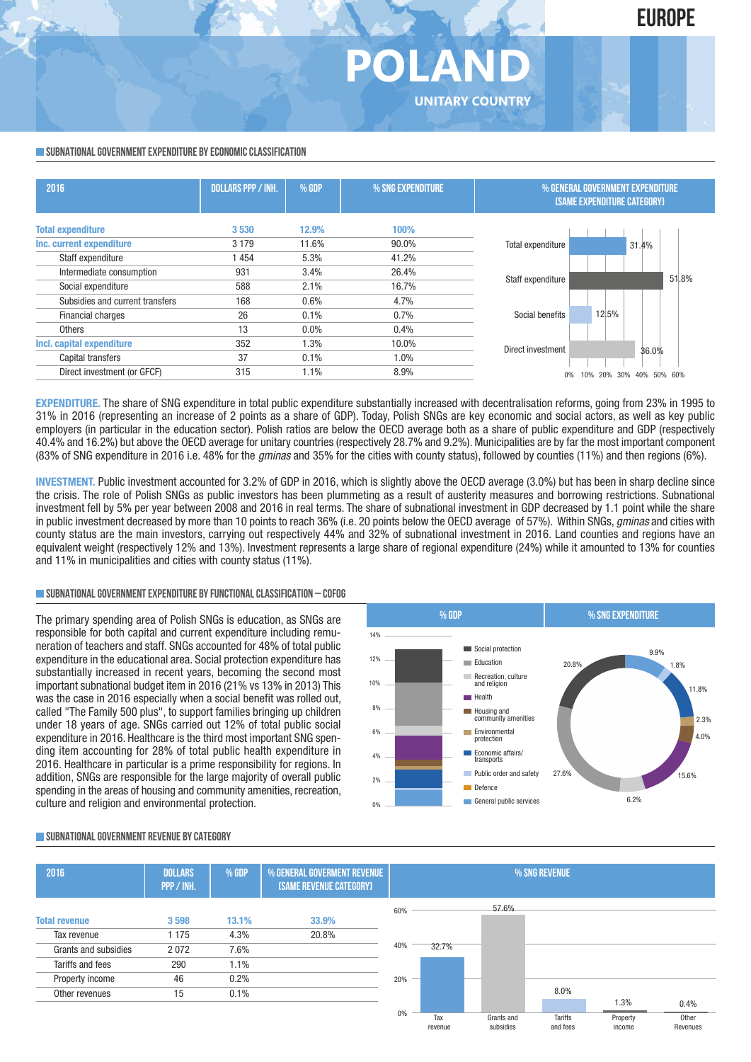# POLAND

EUROPE

UNITARY COUNTRY

## SUBNATIONAL GOVERNMENT EXPENDITURE BY ECONOMIC CLASSIFICATION

| 2016 | DOLLARS PPP / INH. | % GDP | % SNG EXPENDITURE |
|---|---|---|---|
| **Total expenditure** | **3 530** | **12.9%** | **100%** |
| **Inc. current expenditure** | 3 179 | 11.6% | 90.0% |
| Staff expenditure | 1 454 | 5.3% | 41.2% |
| Intermediate consumption | 931 | 3.4% | 26.4% |
| Social expenditure | 588 | 2.1% | 16.7% |
| Subsidies and current transfers | 168 | 0.6% | 4.7% |
| Financial charges | 26 | 0.1% | 0.7% |
| Others | 13 | 0.0% | 0.4% |
| **Incl. capital expenditure** | 352 | 1.3% | 10.0% |
| Capital transfers | 37 | 0.1% | 1.0% |
| Direct investment (or GFCF) | 315 | 1.1% | 8.9% |

% GENERAL GOVERNMENT EXPENDITURE (SAME EXPENDITURE CATEGORY)

| Category | % |
|---|---|
| Total expenditure | 31.4% |
| Staff expenditure | 51.8% |
| Social benefits | 12.5% |
| Direct investment | 36.0% |

**EXPENDITURE.** The share of SNG expenditure in total public expenditure substantially increased with decentralisation reforms, going from 23% in 1995 to 31% in 2016 (representing an increase of 2 points as a share of GDP). Today, Polish SNGs are key economic and social actors, as well as key public employers (in particular in the education sector). Polish ratios are below the OECD average both as a share of public expenditure and GDP (respectively 40.4% and 16.2%) but above the OECD average for unitary countries (respectively 28.7% and 9.2%). Municipalities are by far the most important component (83% of SNG expenditure in 2016 i.e. 48% for the *gminas* and 35% for the cities with county status), followed by counties (11%) and then regions (6%).

**INVESTMENT.** Public investment accounted for 3.2% of GDP in 2016, which is slightly above the OECD average (3.0%) but has been in sharp decline since the crisis. The role of Polish SNGs as public investors has been plummeting as a result of austerity measures and borrowing restrictions. Subnational investment fell by 5% per year between 2008 and 2016 in real terms. The share of subnational investment in GDP decreased by 1.1 point while the share in public investment decreased by more than 10 points to reach 36% (i.e. 20 points below the OECD average of 57%). Within SNGs, *gminas* and cities with county status are the main investors, carrying out respectively 44% and 32% of subnational investment in 2016. Land counties and regions have an equivalent weight (respectively 12% and 13%). Investment represents a large share of regional expenditure (24%) while it amounted to 13% for counties and 11% in municipalities and cities with county status (11%).

## SUBNATIONAL GOVERNMENT EXPENDITURE BY FUNCTIONAL CLASSIFICATION – COFOG

The primary spending area of Polish SNGs is education, as SNGs are responsible for both capital and current expenditure including remuneration of teachers and staff. SNGs accounted for 48% of total public expenditure in the educational area. Social protection expenditure has substantially increased in recent years, becoming the second most important subnational budget item in 2016 (21% vs 13% in 2013) This was the case in 2016 especially when a social benefit was rolled out, called "The Family 500 plus", to support families bringing up children under 18 years of age. SNGs carried out 12% of total public social expenditure in 2016. Healthcare is the third most important SNG spending item accounting for 28% of total public health expenditure in 2016. Healthcare in particular is a prime responsibility for regions. In addition, SNGs are responsible for the large majority of overall public spending in the areas of housing and community amenities, recreation, culture and religion and environmental protection.

% SNG EXPENDITURE

| Function | % |
|---|---|
| Social protection | 20.8% |
| Education | 27.6% |
| Recreation, culture and religion | 6.2% |
| Health | 15.6% |
| Housing and community amenities | 4.0% |
| Environmental protection | 2.3% |
| Economic affairs/ transports | 11.8% |
| Public order and safety | 1.8% |
| Defence | |
| General public services | 9.9% |

## SUBNATIONAL GOVERNMENT REVENUE BY CATEGORY

| 2016 | DOLLARS PPP / INH. | % GDP | % GENERAL GOVERMENT REVENUE (SAME REVENUE CATEGORY) |
|---|---|---|---|
| **Total revenue** | **3 598** | **13.1%** | **33.9%** |
| Tax revenue | 1 175 | 4.3% | 20.8% |
| Grants and subsidies | 2 072 | 7.6% | |
| Tariffs and fees | 290 | 1.1% | |
| Property income | 46 | 0.2% | |
| Other revenues | 15 | 0.1% | |

% SNG REVENUE

| Tax revenue | Grants and subsidies | Tariffs and fees | Property income | Other Revenues |
|---|---|---|---|---|
| 32.7% | 57.6% | 8.0% | 1.3% | 0.4% |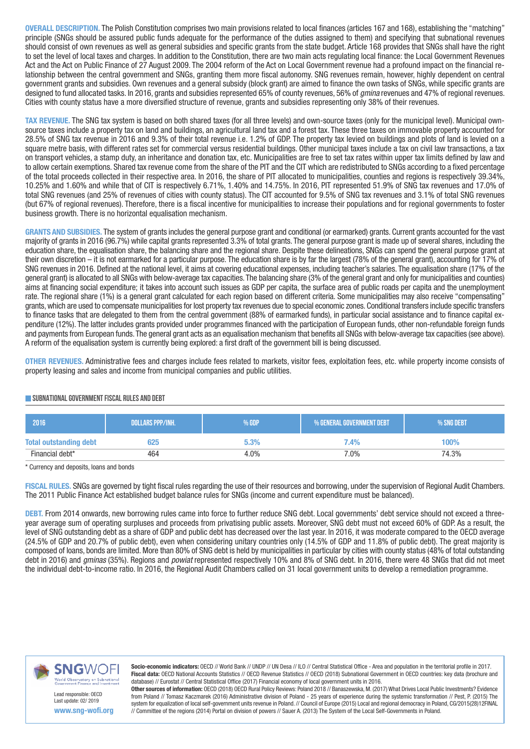**OVERALL DESCRIPTION.** The Polish Constitution comprises two main provisions related to local finances (articles 167 and 168), establishing the "matching" principle (SNGs should be assured public funds adequate for the performance of the duties assigned to them) and specifying that subnational revenues should consist of own revenues as well as general subsidies and specific grants from the state budget. Article 168 provides that SNGs shall have the right to set the level of local taxes and charges. In addition to the Constitution, there are two main acts regulating local finance: the Local Government Revenues Act and the Act on Public Finance of 27 August 2009. The 2004 reform of the Act on Local Government revenue had a profound impact on the financial relationship between the central government and SNGs, granting them more fiscal autonomy. SNG revenues remain, however, highly dependent on central government grants and subsidies. Own revenues and a general subsidy (block grant) are aimed to finance the own tasks of SNGs, while specific grants are designed to fund allocated tasks. In 2016, grants and subsidies represented 65% of county revenues, 56% of *gmina* revenues and 47% of regional revenues. Cities with county status have a more diversified structure of revenue, grants and subsidies representing only 38% of their revenues.

**TAX REVENUE.** The SNG tax system is based on both shared taxes (for all three levels) and own-source taxes (only for the municipal level). Municipal own-source taxes include a property tax on land and buildings, an agricultural land tax and a forest tax. These three taxes on immovable property accounted for 28.5% of SNG tax revenue in 2016 and 9.3% of their total revenue i.e. 1.2% of GDP. The property tax levied on buildings and plots of land is levied on a square metre basis, with different rates set for commercial versus residential buildings. Other municipal taxes include a tax on civil law transactions, a tax on transport vehicles, a stamp duty, an inheritance and donation tax, etc. Municipalities are free to set tax rates within upper tax limits defined by law and to allow certain exemptions. Shared tax revenue come from the share of the PIT and the CIT which are redistributed to SNGs according to a fixed percentage of the total proceeds collected in their respective area. In 2016, the share of PIT allocated to municipalities, counties and regions is respectively 39.34%, 10.25% and 1.60% and while that of CIT is respectively 6.71%, 1.40% and 14.75%. In 2016, PIT represented 51.9% of SNG tax revenues and 17.0% of total SNG revenues (and 25% of revenues of cities with county status). The CIT accounted for 9.5% of SNG tax revenues and 3.1% of total SNG revenues (but 67% of regional revenues). Therefore, there is a fiscal incentive for municipalities to increase their populations and for regional governments to foster business growth. There is no horizontal equalisation mechanism.

**GRANTS AND SUBSIDIES.** The system of grants includes the general purpose grant and conditional (or earmarked) grants. Current grants accounted for the vast majority of grants in 2016 (96.7%) while capital grants represented 3.3% of total grants. The general purpose grant is made up of several shares, including the education share, the equalisation share, the balancing share and the regional share. Despite these delineations, SNGs can spend the general purpose grant at their own discretion – it is not earmarked for a particular purpose. The education share is by far the largest (78% of the general grant), accounting for 17% of SNG revenues in 2016. Defined at the national level, it aims at covering educational expenses, including teacher's salaries. The equalisation share (17% of the general grant) is allocated to all SNGs with below-average tax capacities. The balancing share (3% of the general grant and only for municipalities and counties) aims at financing social expenditure; it takes into account such issues as GDP per capita, the surface area of public roads per capita and the unemployment rate. The regional share (1%) is a general grant calculated for each region based on different criteria. Some municipalities may also receive "compensating" grants, which are used to compensate municipalities for lost property tax revenues due to special economic zones. Conditional transfers include specific transfers to finance tasks that are delegated to them from the central government (88% of earmarked funds), in particular social assistance and to finance capital expenditure (12%). The latter includes grants provided under programmes financed with the participation of European funds, other non-refundable foreign funds and payments from European funds. The general grant acts as an equalisation mechanism that benefits all SNGs with below-average tax capacities (see above). A reform of the equalisation system is currently being explored: a first draft of the government bill is being discussed.

**OTHER REVENUES.** Administrative fees and charges include fees related to markets, visitor fees, exploitation fees, etc. while property income consists of property leasing and sales and income from municipal companies and public utilities.

## SUBNATIONAL GOVERNMENT FISCAL RULES AND DEBT

| 2016 | DOLLARS PPP/INH. | % GDP | % GENERAL GOVERNMENT DEBT | % SNG DEBT |
|---|---|---|---|---|
| **Total outstanding debt** | **625** | **5.3%** | **7.4%** | **100%** |
| Financial debt* | 464 | 4.0% | 7.0% | 74.3% |

\* Currency and deposits, loans and bonds

**FISCAL RULES.** SNGs are governed by tight fiscal rules regarding the use of their resources and borrowing, under the supervision of Regional Audit Chambers. The 2011 Public Finance Act established budget balance rules for SNGs (income and current expenditure must be balanced).

**DEBT.** From 2014 onwards, new borrowing rules came into force to further reduce SNG debt. Local governments' debt service should not exceed a three-year average sum of operating surpluses and proceeds from privatising public assets. Moreover, SNG debt must not exceed 60% of GDP. As a result, the level of SNG outstanding debt as a share of GDP and public debt has decreased over the last year. In 2016, it was moderate compared to the OECD average (24.5% of GDP and 20.7% of public debt), even when considering unitary countries only (14.5% of GDP and 11.8% of public debt). The great majority is composed of loans, bonds are limited. More than 80% of SNG debt is held by municipalities in particular by cities with county status (48% of total outstanding debt in 2016) and *gminas* (35%). Regions and *powiat* represented respectively 10% and 8% of SNG debt. In 2016, there were 48 SNGs that did not meet the individual debt-to-income ratio. In 2016, the Regional Audit Chambers called on 31 local government units to develop a remediation programme.

SNGWOFI – World Observatory on Subnational Government Finance and Investment

Lead responsible: OECD
Last update: 02/ 2019
www.sng-wofi.org

**Socio-economic indicators:** OECD // World Bank // UNDP // UN Desa // ILO // Central Statistical Office - Area and population in the territorial profile in 2017.
**Fiscal data:** OECD National Accounts Statistics // OECD Revenue Statistics // OECD (2018) Subnational Government in OECD countries: key data (brochure and database) // Eurostat // Central Statistical Office (2017) Financial economy of local government units in 2016.
**Other sources of information:** OECD (2018) OECD Rural Policy Reviews: Poland 2018 // Banaszewska, M. (2017) What Drives Local Public Investments? Evidence from Poland // Tomasz Kaczmarek (2016) Administrative division of Poland - 25 years of experience during the systemic transformation // Pest, P. (2015) The system for equalization of local self-government units revenue in Poland. // Council of Europe (2015) Local and regional democracy in Poland, CG/2015(28)12FINAL // Committee of the regions (2014) Portal on division of powers // Sauer A. (2013) The System of the Local Self-Governments in Poland.